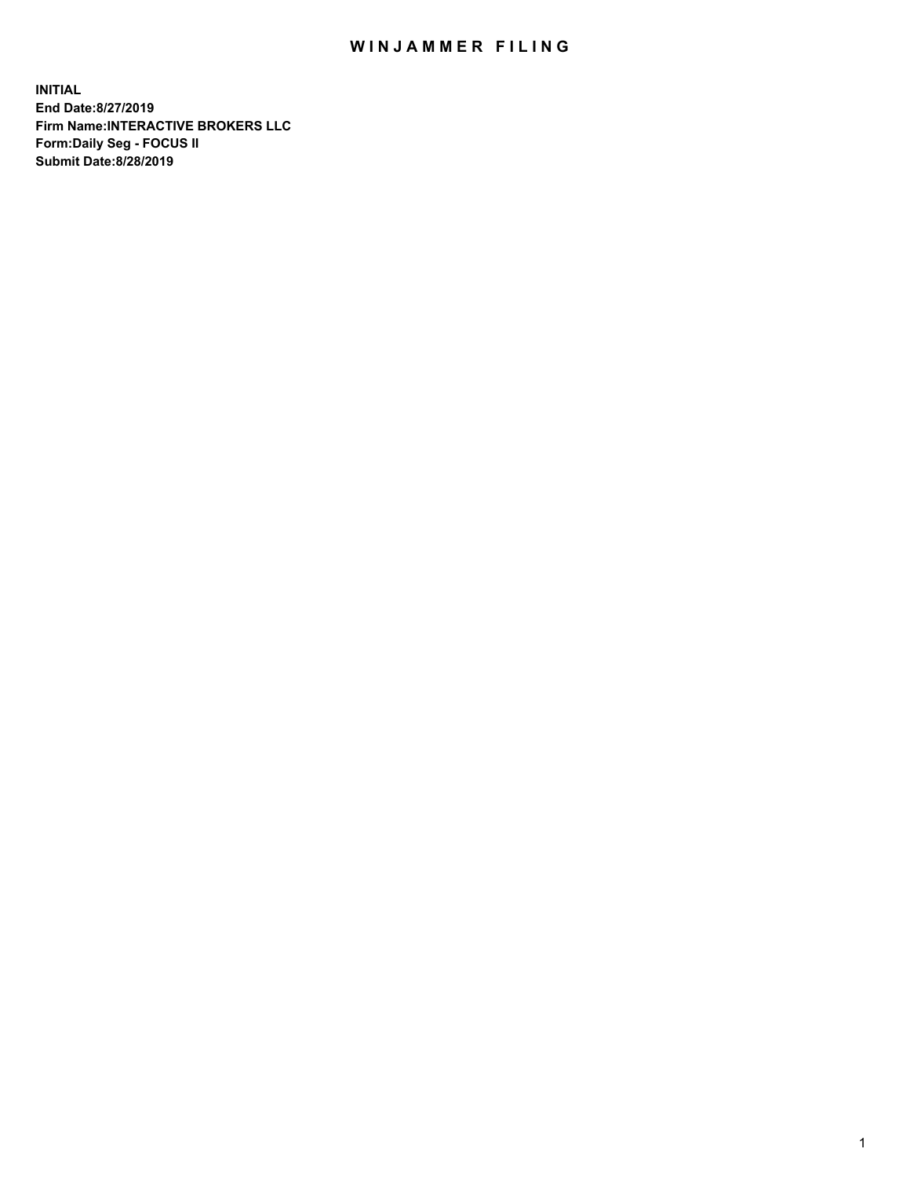# WINJAMMER FILING

**INITIAL**
**End Date:8/27/2019**
**Firm Name:INTERACTIVE BROKERS LLC**
**Form:Daily Seg - FOCUS II**
**Submit Date:8/28/2019**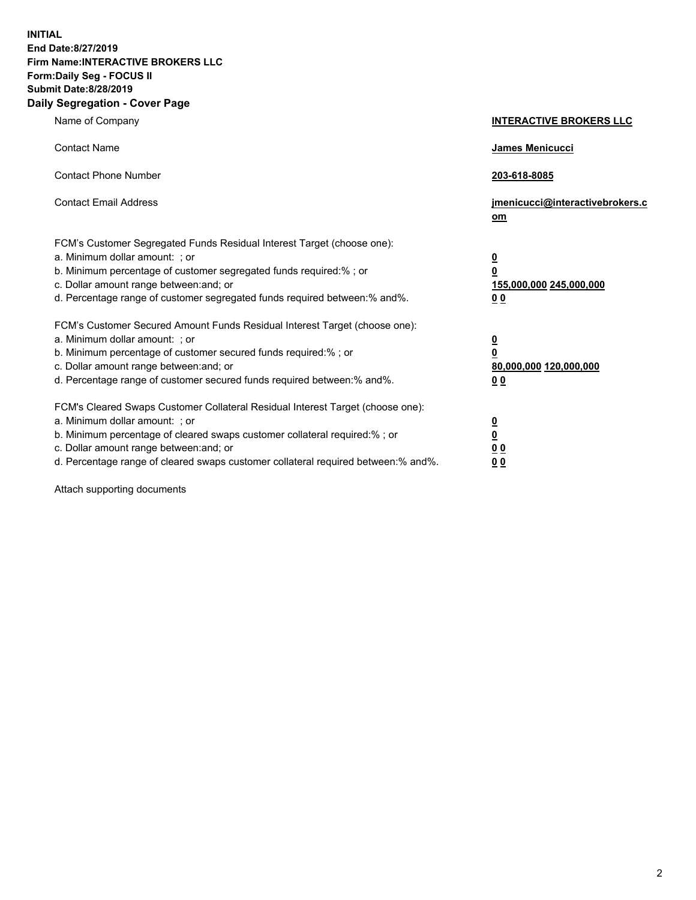**INITIAL**
**End Date:8/27/2019**
**Firm Name:INTERACTIVE BROKERS LLC**
**Form:Daily Seg - FOCUS II**
**Submit Date:8/28/2019**
**Daily Segregation - Cover Page**

| | |
|---|---|
| Name of Company | **INTERACTIVE BROKERS LLC** |
| Contact Name | **James Menicucci** |
| Contact Phone Number | **203-618-8085** |
| Contact Email Address | **jmenicucci@interactivebrokers.com** |

FCM's Customer Segregated Funds Residual Interest Target (choose one):

| | |
|---|---|
| a. Minimum dollar amount: ; or | **0** |
| b. Minimum percentage of customer segregated funds required:% ; or | **0** |
| c. Dollar amount range between:and; or | **155,000,000 245,000,000** |
| d. Percentage range of customer segregated funds required between:% and%. | **0 0** |

FCM's Customer Secured Amount Funds Residual Interest Target (choose one):

| | |
|---|---|
| a. Minimum dollar amount: ; or | **0** |
| b. Minimum percentage of customer secured funds required:% ; or | **0** |
| c. Dollar amount range between:and; or | **80,000,000 120,000,000** |
| d. Percentage range of customer secured funds required between:% and%. | **0 0** |

FCM's Cleared Swaps Customer Collateral Residual Interest Target (choose one):

| | |
|---|---|
| a. Minimum dollar amount: ; or | **0** |
| b. Minimum percentage of cleared swaps customer collateral required:% ; or | **0** |
| c. Dollar amount range between:and; or | **0 0** |
| d. Percentage range of cleared swaps customer collateral required between:% and%. | **0 0** |

Attach supporting documents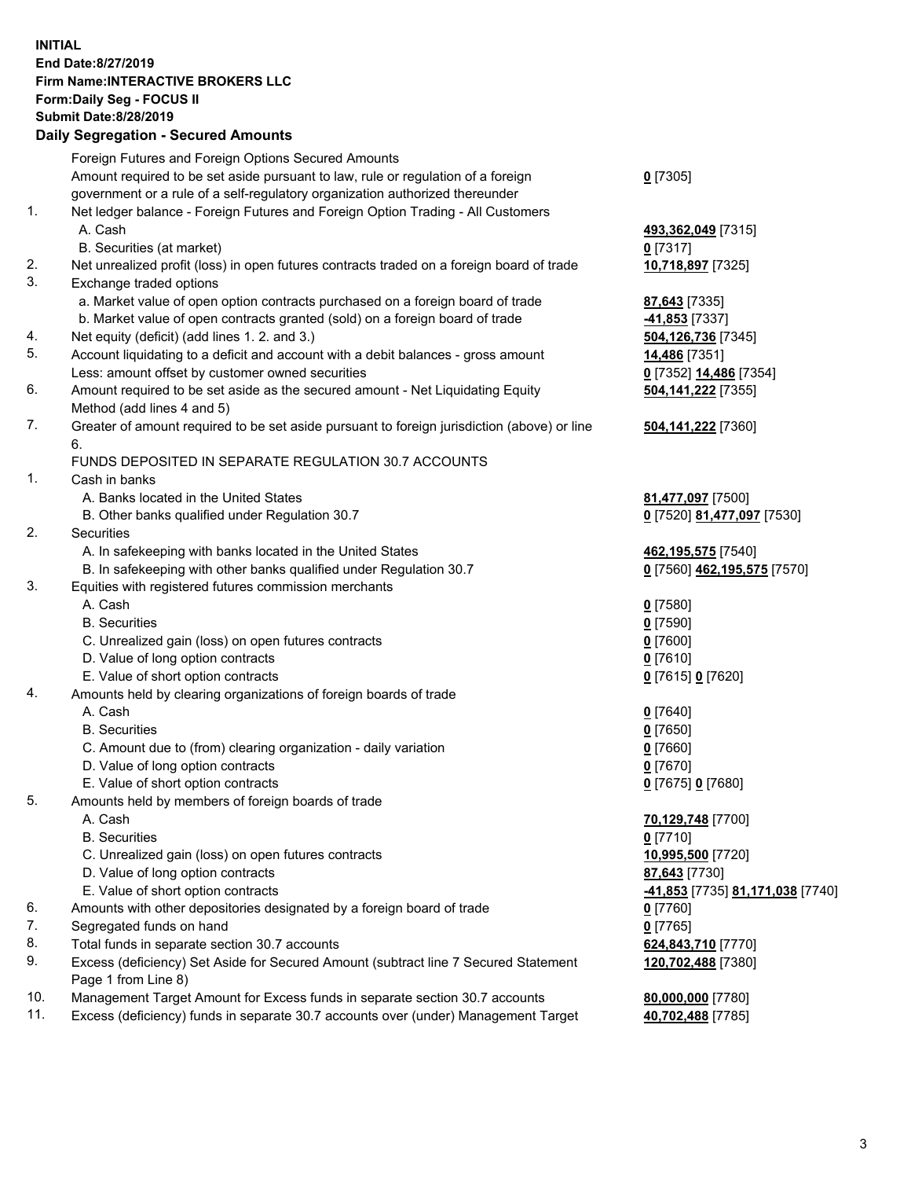**INITIAL**
**End Date:8/27/2019**
**Firm Name:INTERACTIVE BROKERS LLC**
**Form:Daily Seg - FOCUS II**
**Submit Date:8/28/2019**
**Daily Segregation - Secured Amounts**

| | | |
|---|---|---|
| | Foreign Futures and Foreign Options Secured Amounts | |
| | Amount required to be set aside pursuant to law, rule or regulation of a foreign government or a rule of a self-regulatory organization authorized thereunder | **0** [7305] |
| 1. | Net ledger balance - Foreign Futures and Foreign Option Trading - All Customers | |
| | A. Cash | **493,362,049** [7315] |
| | B. Securities (at market) | **0** [7317] |
| 2. | Net unrealized profit (loss) in open futures contracts traded on a foreign board of trade | **10,718,897** [7325] |
| 3. | Exchange traded options | |
| | a. Market value of open option contracts purchased on a foreign board of trade | **87,643** [7335] |
| | b. Market value of open contracts granted (sold) on a foreign board of trade | **-41,853** [7337] |
| 4. | Net equity (deficit) (add lines 1. 2. and 3.) | **504,126,736** [7345] |
| 5. | Account liquidating to a deficit and account with a debit balances - gross amount | **14,486** [7351] |
| | Less: amount offset by customer owned securities | **0** [7352] **14,486** [7354] |
| 6. | Amount required to be set aside as the secured amount - Net Liquidating Equity Method (add lines 4 and 5) | **504,141,222** [7355] |
| 7. | Greater of amount required to be set aside pursuant to foreign jurisdiction (above) or line 6. | **504,141,222** [7360] |
| | FUNDS DEPOSITED IN SEPARATE REGULATION 30.7 ACCOUNTS | |
| 1. | Cash in banks | |
| | A. Banks located in the United States | **81,477,097** [7500] |
| | B. Other banks qualified under Regulation 30.7 | **0** [7520] **81,477,097** [7530] |
| 2. | Securities | |
| | A. In safekeeping with banks located in the United States | **462,195,575** [7540] |
| | B. In safekeeping with other banks qualified under Regulation 30.7 | **0** [7560] **462,195,575** [7570] |
| 3. | Equities with registered futures commission merchants | |
| | A. Cash | **0** [7580] |
| | B. Securities | **0** [7590] |
| | C. Unrealized gain (loss) on open futures contracts | **0** [7600] |
| | D. Value of long option contracts | **0** [7610] |
| | E. Value of short option contracts | **0** [7615] **0** [7620] |
| 4. | Amounts held by clearing organizations of foreign boards of trade | |
| | A. Cash | **0** [7640] |
| | B. Securities | **0** [7650] |
| | C. Amount due to (from) clearing organization - daily variation | **0** [7660] |
| | D. Value of long option contracts | **0** [7670] |
| | E. Value of short option contracts | **0** [7675] **0** [7680] |
| 5. | Amounts held by members of foreign boards of trade | |
| | A. Cash | **70,129,748** [7700] |
| | B. Securities | **0** [7710] |
| | C. Unrealized gain (loss) on open futures contracts | **10,995,500** [7720] |
| | D. Value of long option contracts | **87,643** [7730] |
| | E. Value of short option contracts | **-41,853** [7735] **81,171,038** [7740] |
| 6. | Amounts with other depositories designated by a foreign board of trade | **0** [7760] |
| 7. | Segregated funds on hand | **0** [7765] |
| 8. | Total funds in separate section 30.7 accounts | **624,843,710** [7770] |
| 9. | Excess (deficiency) Set Aside for Secured Amount (subtract line 7 Secured Statement Page 1 from Line 8) | **120,702,488** [7380] |
| 10. | Management Target Amount for Excess funds in separate section 30.7 accounts | **80,000,000** [7780] |
| 11. | Excess (deficiency) funds in separate 30.7 accounts over (under) Management Target | **40,702,488** [7785] |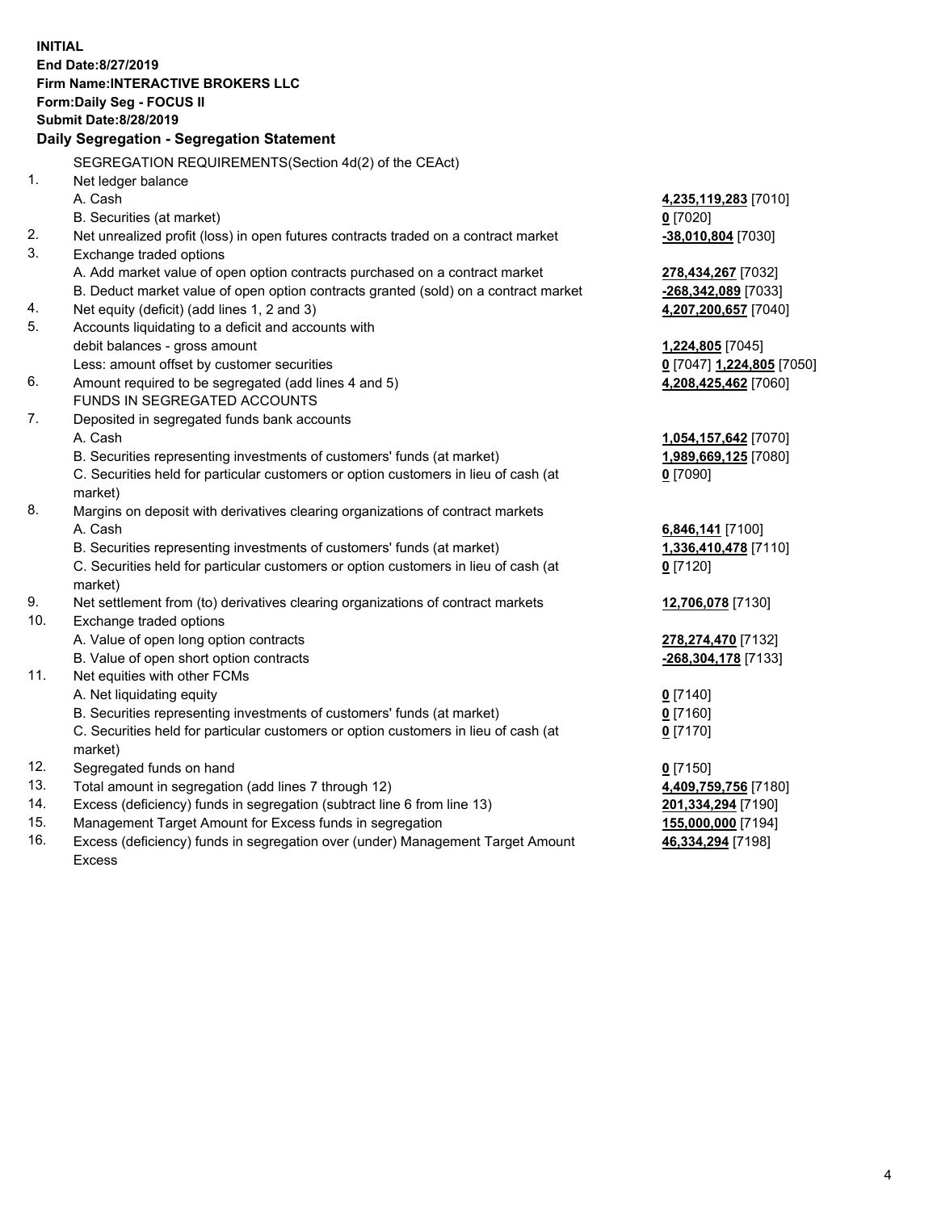**INITIAL**
**End Date:8/27/2019**
**Firm Name:INTERACTIVE BROKERS LLC**
**Form:Daily Seg - FOCUS II**
**Submit Date:8/28/2019**

## Daily Segregation - Segregation Statement

| | | |
|---|---|---|
| | SEGREGATION REQUIREMENTS(Section 4d(2) of the CEAct) | |
| 1. | Net ledger balance | |
| | A. Cash | **4,235,119,283** [7010] |
| | B. Securities (at market) | **0** [7020] |
| 2. | Net unrealized profit (loss) in open futures contracts traded on a contract market | **-38,010,804** [7030] |
| 3. | Exchange traded options | |
| | A. Add market value of open option contracts purchased on a contract market | **278,434,267** [7032] |
| | B. Deduct market value of open option contracts granted (sold) on a contract market | **-268,342,089** [7033] |
| 4. | Net equity (deficit) (add lines 1, 2 and 3) | **4,207,200,657** [7040] |
| 5. | Accounts liquidating to a deficit and accounts with | |
| | debit balances - gross amount | **1,224,805** [7045] |
| | Less: amount offset by customer securities | **0** [7047] **1,224,805** [7050] |
| 6. | Amount required to be segregated (add lines 4 and 5) | **4,208,425,462** [7060] |
| | FUNDS IN SEGREGATED ACCOUNTS | |
| 7. | Deposited in segregated funds bank accounts | |
| | A. Cash | **1,054,157,642** [7070] |
| | B. Securities representing investments of customers' funds (at market) | **1,989,669,125** [7080] |
| | C. Securities held for particular customers or option customers in lieu of cash (at market) | **0** [7090] |
| 8. | Margins on deposit with derivatives clearing organizations of contract markets | |
| | A. Cash | **6,846,141** [7100] |
| | B. Securities representing investments of customers' funds (at market) | **1,336,410,478** [7110] |
| | C. Securities held for particular customers or option customers in lieu of cash (at market) | **0** [7120] |
| 9. | Net settlement from (to) derivatives clearing organizations of contract markets | **12,706,078** [7130] |
| 10. | Exchange traded options | |
| | A. Value of open long option contracts | **278,274,470** [7132] |
| | B. Value of open short option contracts | **-268,304,178** [7133] |
| 11. | Net equities with other FCMs | |
| | A. Net liquidating equity | **0** [7140] |
| | B. Securities representing investments of customers' funds (at market) | **0** [7160] |
| | C. Securities held for particular customers or option customers in lieu of cash (at market) | **0** [7170] |
| 12. | Segregated funds on hand | **0** [7150] |
| 13. | Total amount in segregation (add lines 7 through 12) | **4,409,759,756** [7180] |
| 14. | Excess (deficiency) funds in segregation (subtract line 6 from line 13) | **201,334,294** [7190] |
| 15. | Management Target Amount for Excess funds in segregation | **155,000,000** [7194] |
| 16. | Excess (deficiency) funds in segregation over (under) Management Target Amount Excess | **46,334,294** [7198] |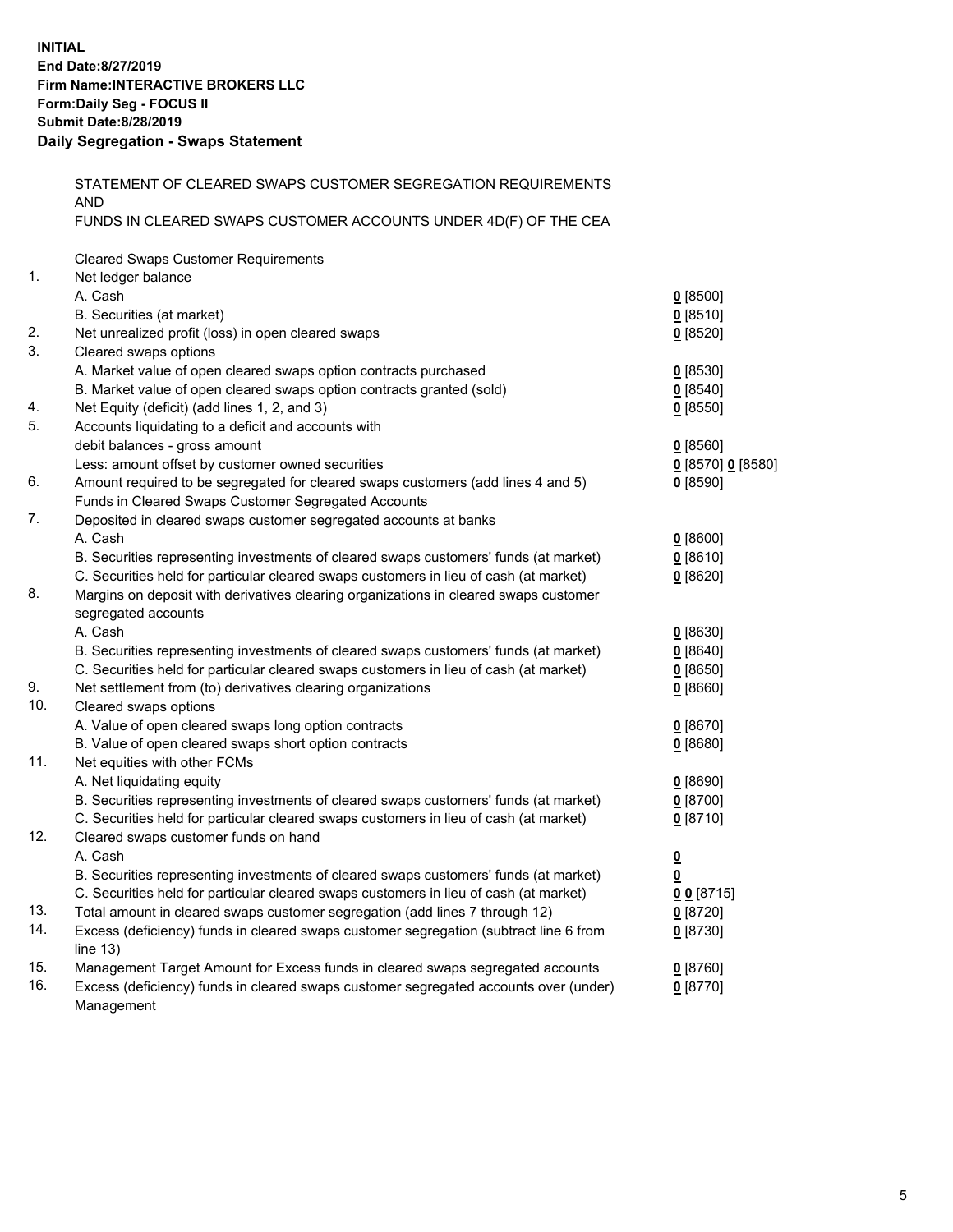**INITIAL**
**End Date:8/27/2019**
**Firm Name:INTERACTIVE BROKERS LLC**
**Form:Daily Seg - FOCUS II**
**Submit Date:8/28/2019**
**Daily Segregation - Swaps Statement**

STATEMENT OF CLEARED SWAPS CUSTOMER SEGREGATION REQUIREMENTS AND FUNDS IN CLEARED SWAPS CUSTOMER ACCOUNTS UNDER 4D(F) OF THE CEA

| | | |
|---|---|---|
| | Cleared Swaps Customer Requirements | |
| 1. | Net ledger balance | |
| | A. Cash | 0 [8500] |
| | B. Securities (at market) | 0 [8510] |
| 2. | Net unrealized profit (loss) in open cleared swaps | 0 [8520] |
| 3. | Cleared swaps options | |
| | A. Market value of open cleared swaps option contracts purchased | 0 [8530] |
| | B. Market value of open cleared swaps option contracts granted (sold) | 0 [8540] |
| 4. | Net Equity (deficit) (add lines 1, 2, and 3) | 0 [8550] |
| 5. | Accounts liquidating to a deficit and accounts with | |
| | debit balances - gross amount | 0 [8560] |
| | Less: amount offset by customer owned securities | 0 [8570] 0 [8580] |
| 6. | Amount required to be segregated for cleared swaps customers (add lines 4 and 5) | 0 [8590] |
| | Funds in Cleared Swaps Customer Segregated Accounts | |
| 7. | Deposited in cleared swaps customer segregated accounts at banks | |
| | A. Cash | 0 [8600] |
| | B. Securities representing investments of cleared swaps customers' funds (at market) | 0 [8610] |
| | C. Securities held for particular cleared swaps customers in lieu of cash (at market) | 0 [8620] |
| 8. | Margins on deposit with derivatives clearing organizations in cleared swaps customer segregated accounts | |
| | A. Cash | 0 [8630] |
| | B. Securities representing investments of cleared swaps customers' funds (at market) | 0 [8640] |
| | C. Securities held for particular cleared swaps customers in lieu of cash (at market) | 0 [8650] |
| 9. | Net settlement from (to) derivatives clearing organizations | 0 [8660] |
| 10. | Cleared swaps options | |
| | A. Value of open cleared swaps long option contracts | 0 [8670] |
| | B. Value of open cleared swaps short option contracts | 0 [8680] |
| 11. | Net equities with other FCMs | |
| | A. Net liquidating equity | 0 [8690] |
| | B. Securities representing investments of cleared swaps customers' funds (at market) | 0 [8700] |
| | C. Securities held for particular cleared swaps customers in lieu of cash (at market) | 0 [8710] |
| 12. | Cleared swaps customer funds on hand | |
| | A. Cash | 0 |
| | B. Securities representing investments of cleared swaps customers' funds (at market) | 0 |
| | C. Securities held for particular cleared swaps customers in lieu of cash (at market) | 0 0 [8715] |
| 13. | Total amount in cleared swaps customer segregation (add lines 7 through 12) | 0 [8720] |
| 14. | Excess (deficiency) funds in cleared swaps customer segregation (subtract line 6 from line 13) | 0 [8730] |
| 15. | Management Target Amount for Excess funds in cleared swaps segregated accounts | 0 [8760] |
| 16. | Excess (deficiency) funds in cleared swaps customer segregated accounts over (under) Management | 0 [8770] |